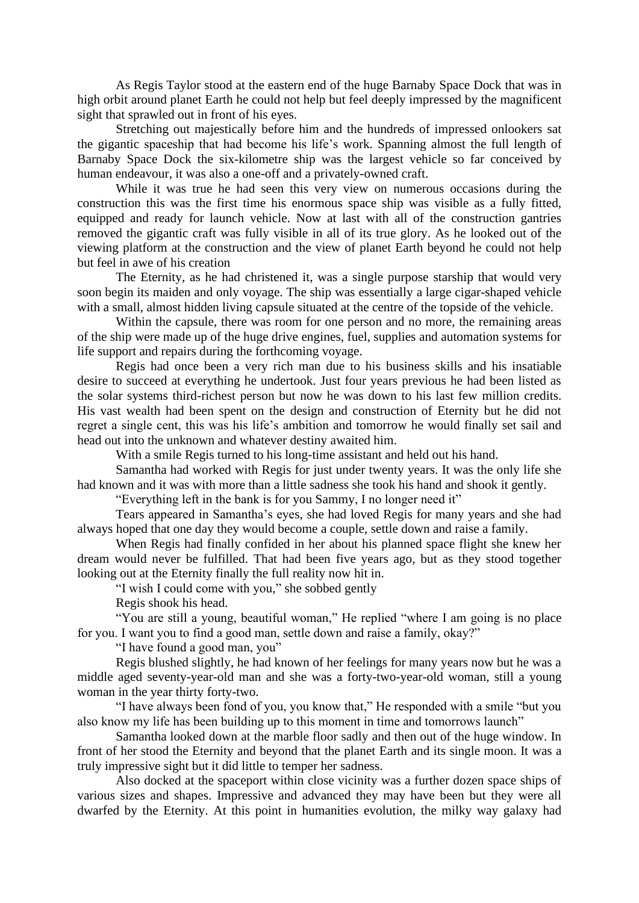As Regis Taylor stood at the eastern end of the huge Barnaby Space Dock that was in high orbit around planet Earth he could not help but feel deeply impressed by the magnificent sight that sprawled out in front of his eyes.

Stretching out majestically before him and the hundreds of impressed onlookers sat the gigantic spaceship that had become his life's work. Spanning almost the full length of Barnaby Space Dock the six-kilometre ship was the largest vehicle so far conceived by human endeavour, it was also a one-off and a privately-owned craft.

While it was true he had seen this very view on numerous occasions during the construction this was the first time his enormous space ship was visible as a fully fitted, equipped and ready for launch vehicle. Now at last with all of the construction gantries removed the gigantic craft was fully visible in all of its true glory. As he looked out of the viewing platform at the construction and the view of planet Earth beyond he could not help but feel in awe of his creation

The Eternity, as he had christened it, was a single purpose starship that would very soon begin its maiden and only voyage. The ship was essentially a large cigar-shaped vehicle with a small, almost hidden living capsule situated at the centre of the topside of the vehicle.

Within the capsule, there was room for one person and no more, the remaining areas of the ship were made up of the huge drive engines, fuel, supplies and automation systems for life support and repairs during the forthcoming voyage.

Regis had once been a very rich man due to his business skills and his insatiable desire to succeed at everything he undertook. Just four years previous he had been listed as the solar systems third-richest person but now he was down to his last few million credits. His vast wealth had been spent on the design and construction of Eternity but he did not regret a single cent, this was his life's ambition and tomorrow he would finally set sail and head out into the unknown and whatever destiny awaited him.

With a smile Regis turned to his long-time assistant and held out his hand.

Samantha had worked with Regis for just under twenty years. It was the only life she had known and it was with more than a little sadness she took his hand and shook it gently.

"Everything left in the bank is for you Sammy, I no longer need it"

Tears appeared in Samantha's eyes, she had loved Regis for many years and she had always hoped that one day they would become a couple, settle down and raise a family.

When Regis had finally confided in her about his planned space flight she knew her dream would never be fulfilled. That had been five years ago, but as they stood together looking out at the Eternity finally the full reality now hit in.

"I wish I could come with you," she sobbed gently

Regis shook his head.

"You are still a young, beautiful woman," He replied "where I am going is no place for you. I want you to find a good man, settle down and raise a family, okay?"

"I have found a good man, you"

Regis blushed slightly, he had known of her feelings for many years now but he was a middle aged seventy-year-old man and she was a forty-two-year-old woman, still a young woman in the year thirty forty-two.

"I have always been fond of you, you know that," He responded with a smile "but you also know my life has been building up to this moment in time and tomorrows launch"

Samantha looked down at the marble floor sadly and then out of the huge window. In front of her stood the Eternity and beyond that the planet Earth and its single moon. It was a truly impressive sight but it did little to temper her sadness.

Also docked at the spaceport within close vicinity was a further dozen space ships of various sizes and shapes. Impressive and advanced they may have been but they were all dwarfed by the Eternity. At this point in humanities evolution, the milky way galaxy had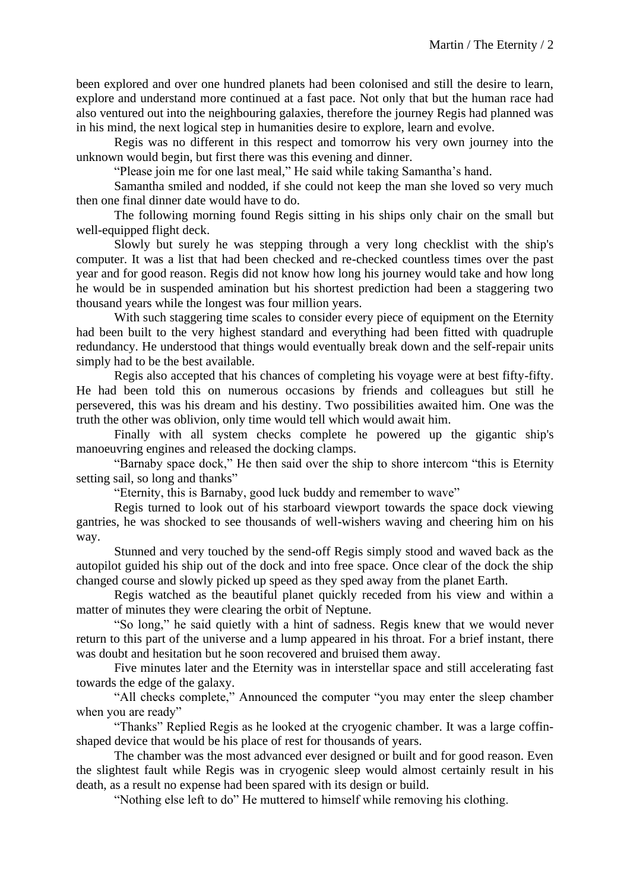been explored and over one hundred planets had been colonised and still the desire to learn, explore and understand more continued at a fast pace. Not only that but the human race had also ventured out into the neighbouring galaxies, therefore the journey Regis had planned was in his mind, the next logical step in humanities desire to explore, learn and evolve.

Regis was no different in this respect and tomorrow his very own journey into the unknown would begin, but first there was this evening and dinner.

"Please join me for one last meal," He said while taking Samantha's hand.

Samantha smiled and nodded, if she could not keep the man she loved so very much then one final dinner date would have to do.

The following morning found Regis sitting in his ships only chair on the small but well-equipped flight deck.

Slowly but surely he was stepping through a very long checklist with the ship's computer. It was a list that had been checked and re-checked countless times over the past year and for good reason. Regis did not know how long his journey would take and how long he would be in suspended amination but his shortest prediction had been a staggering two thousand years while the longest was four million years.

With such staggering time scales to consider every piece of equipment on the Eternity had been built to the very highest standard and everything had been fitted with quadruple redundancy. He understood that things would eventually break down and the self-repair units simply had to be the best available.

Regis also accepted that his chances of completing his voyage were at best fifty-fifty. He had been told this on numerous occasions by friends and colleagues but still he persevered, this was his dream and his destiny. Two possibilities awaited him. One was the truth the other was oblivion, only time would tell which would await him.

Finally with all system checks complete he powered up the gigantic ship's manoeuvring engines and released the docking clamps.

"Barnaby space dock," He then said over the ship to shore intercom "this is Eternity setting sail, so long and thanks"

"Eternity, this is Barnaby, good luck buddy and remember to wave"

Regis turned to look out of his starboard viewport towards the space dock viewing gantries, he was shocked to see thousands of well-wishers waving and cheering him on his way.

Stunned and very touched by the send-off Regis simply stood and waved back as the autopilot guided his ship out of the dock and into free space. Once clear of the dock the ship changed course and slowly picked up speed as they sped away from the planet Earth.

Regis watched as the beautiful planet quickly receded from his view and within a matter of minutes they were clearing the orbit of Neptune.

"So long," he said quietly with a hint of sadness. Regis knew that we would never return to this part of the universe and a lump appeared in his throat. For a brief instant, there was doubt and hesitation but he soon recovered and bruised them away.

Five minutes later and the Eternity was in interstellar space and still accelerating fast towards the edge of the galaxy.

"All checks complete," Announced the computer "you may enter the sleep chamber when you are ready"

"Thanks" Replied Regis as he looked at the cryogenic chamber. It was a large coffin-shaped device that would be his place of rest for thousands of years.

The chamber was the most advanced ever designed or built and for good reason. Even the slightest fault while Regis was in cryogenic sleep would almost certainly result in his death, as a result no expense had been spared with its design or build.

"Nothing else left to do" He muttered to himself while removing his clothing.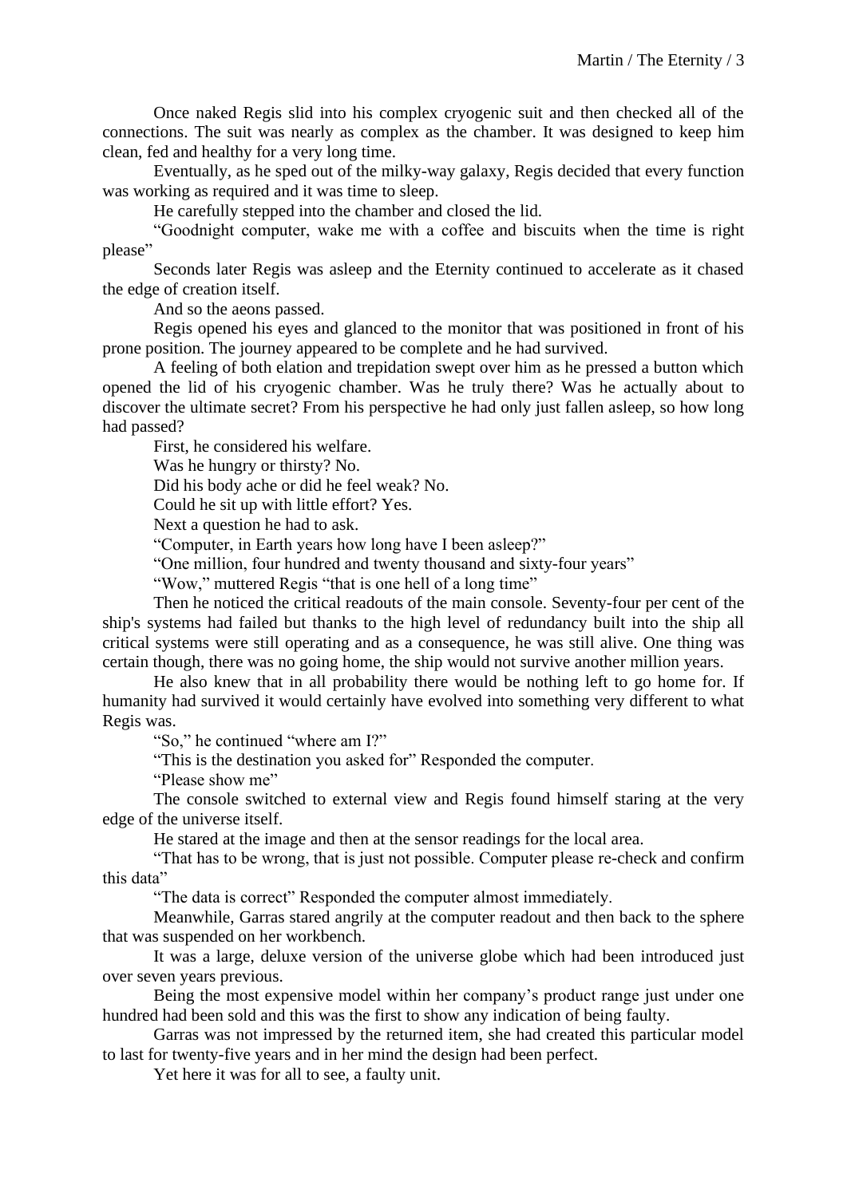Once naked Regis slid into his complex cryogenic suit and then checked all of the connections. The suit was nearly as complex as the chamber. It was designed to keep him clean, fed and healthy for a very long time.

Eventually, as he sped out of the milky-way galaxy, Regis decided that every function was working as required and it was time to sleep.

He carefully stepped into the chamber and closed the lid.

"Goodnight computer, wake me with a coffee and biscuits when the time is right please"

Seconds later Regis was asleep and the Eternity continued to accelerate as it chased the edge of creation itself.

And so the aeons passed.

Regis opened his eyes and glanced to the monitor that was positioned in front of his prone position. The journey appeared to be complete and he had survived.

A feeling of both elation and trepidation swept over him as he pressed a button which opened the lid of his cryogenic chamber. Was he truly there? Was he actually about to discover the ultimate secret? From his perspective he had only just fallen asleep, so how long had passed?

First, he considered his welfare.

Was he hungry or thirsty? No.

Did his body ache or did he feel weak? No.

Could he sit up with little effort? Yes.

Next a question he had to ask.

"Computer, in Earth years how long have I been asleep?"

"One million, four hundred and twenty thousand and sixty-four years"

"Wow," muttered Regis "that is one hell of a long time"

Then he noticed the critical readouts of the main console. Seventy-four per cent of the ship's systems had failed but thanks to the high level of redundancy built into the ship all critical systems were still operating and as a consequence, he was still alive. One thing was certain though, there was no going home, the ship would not survive another million years.

He also knew that in all probability there would be nothing left to go home for. If humanity had survived it would certainly have evolved into something very different to what Regis was.

"So," he continued "where am I?"

"This is the destination you asked for" Responded the computer.

"Please show me"

The console switched to external view and Regis found himself staring at the very edge of the universe itself.

He stared at the image and then at the sensor readings for the local area.

"That has to be wrong, that is just not possible. Computer please re-check and confirm this data"

"The data is correct" Responded the computer almost immediately.

Meanwhile, Garras stared angrily at the computer readout and then back to the sphere that was suspended on her workbench.

It was a large, deluxe version of the universe globe which had been introduced just over seven years previous.

Being the most expensive model within her company's product range just under one hundred had been sold and this was the first to show any indication of being faulty.

Garras was not impressed by the returned item, she had created this particular model to last for twenty-five years and in her mind the design had been perfect.

Yet here it was for all to see, a faulty unit.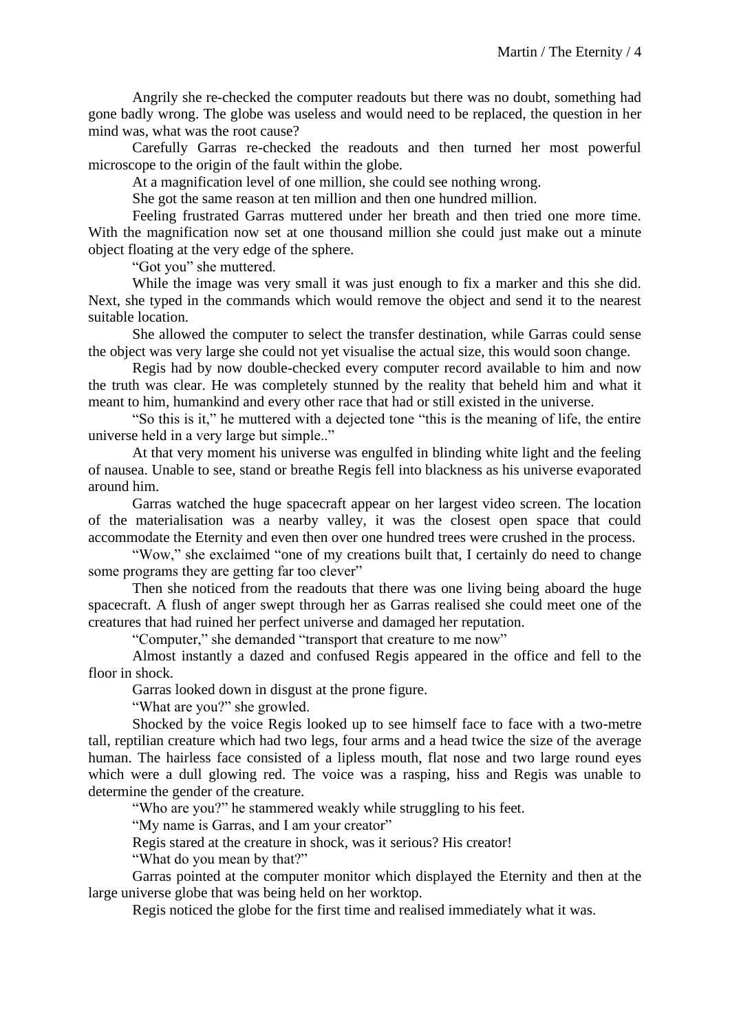Angrily she re-checked the computer readouts but there was no doubt, something had gone badly wrong. The globe was useless and would need to be replaced, the question in her mind was, what was the root cause?

Carefully Garras re-checked the readouts and then turned her most powerful microscope to the origin of the fault within the globe.

At a magnification level of one million, she could see nothing wrong.

She got the same reason at ten million and then one hundred million.

Feeling frustrated Garras muttered under her breath and then tried one more time. With the magnification now set at one thousand million she could just make out a minute object floating at the very edge of the sphere.

"Got you" she muttered.

While the image was very small it was just enough to fix a marker and this she did. Next, she typed in the commands which would remove the object and send it to the nearest suitable location.

She allowed the computer to select the transfer destination, while Garras could sense the object was very large she could not yet visualise the actual size, this would soon change.

Regis had by now double-checked every computer record available to him and now the truth was clear. He was completely stunned by the reality that beheld him and what it meant to him, humankind and every other race that had or still existed in the universe.

"So this is it," he muttered with a dejected tone "this is the meaning of life, the entire universe held in a very large but simple.."

At that very moment his universe was engulfed in blinding white light and the feeling of nausea. Unable to see, stand or breathe Regis fell into blackness as his universe evaporated around him.

Garras watched the huge spacecraft appear on her largest video screen. The location of the materialisation was a nearby valley, it was the closest open space that could accommodate the Eternity and even then over one hundred trees were crushed in the process.

"Wow," she exclaimed "one of my creations built that, I certainly do need to change some programs they are getting far too clever"

Then she noticed from the readouts that there was one living being aboard the huge spacecraft. A flush of anger swept through her as Garras realised she could meet one of the creatures that had ruined her perfect universe and damaged her reputation.

"Computer," she demanded "transport that creature to me now"

Almost instantly a dazed and confused Regis appeared in the office and fell to the floor in shock.

Garras looked down in disgust at the prone figure.

"What are you?" she growled.

Shocked by the voice Regis looked up to see himself face to face with a two-metre tall, reptilian creature which had two legs, four arms and a head twice the size of the average human. The hairless face consisted of a lipless mouth, flat nose and two large round eyes which were a dull glowing red. The voice was a rasping, hiss and Regis was unable to determine the gender of the creature.

"Who are you?" he stammered weakly while struggling to his feet.

"My name is Garras, and I am your creator"

Regis stared at the creature in shock, was it serious? His creator!

"What do you mean by that?"

Garras pointed at the computer monitor which displayed the Eternity and then at the large universe globe that was being held on her worktop.

Regis noticed the globe for the first time and realised immediately what it was.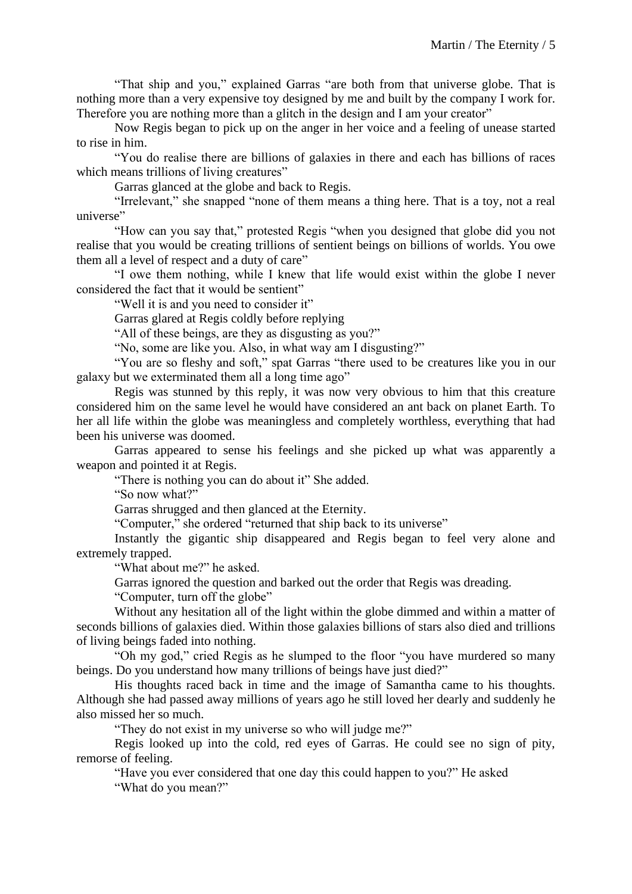"That ship and you," explained Garras "are both from that universe globe. That is nothing more than a very expensive toy designed by me and built by the company I work for. Therefore you are nothing more than a glitch in the design and I am your creator"

Now Regis began to pick up on the anger in her voice and a feeling of unease started to rise in him.

"You do realise there are billions of galaxies in there and each has billions of races which means trillions of living creatures"

Garras glanced at the globe and back to Regis.

"Irrelevant," she snapped "none of them means a thing here. That is a toy, not a real universe"

"How can you say that," protested Regis "when you designed that globe did you not realise that you would be creating trillions of sentient beings on billions of worlds. You owe them all a level of respect and a duty of care"

"I owe them nothing, while I knew that life would exist within the globe I never considered the fact that it would be sentient"

"Well it is and you need to consider it"

Garras glared at Regis coldly before replying

"All of these beings, are they as disgusting as you?"

"No, some are like you. Also, in what way am I disgusting?"

"You are so fleshy and soft," spat Garras "there used to be creatures like you in our galaxy but we exterminated them all a long time ago"

Regis was stunned by this reply, it was now very obvious to him that this creature considered him on the same level he would have considered an ant back on planet Earth. To her all life within the globe was meaningless and completely worthless, everything that had been his universe was doomed.

Garras appeared to sense his feelings and she picked up what was apparently a weapon and pointed it at Regis.

"There is nothing you can do about it" She added.

"So now what?"

Garras shrugged and then glanced at the Eternity.

"Computer," she ordered "returned that ship back to its universe"

Instantly the gigantic ship disappeared and Regis began to feel very alone and extremely trapped.

"What about me?" he asked.

Garras ignored the question and barked out the order that Regis was dreading.

"Computer, turn off the globe"

Without any hesitation all of the light within the globe dimmed and within a matter of seconds billions of galaxies died. Within those galaxies billions of stars also died and trillions of living beings faded into nothing.

"Oh my god," cried Regis as he slumped to the floor "you have murdered so many beings. Do you understand how many trillions of beings have just died?"

His thoughts raced back in time and the image of Samantha came to his thoughts. Although she had passed away millions of years ago he still loved her dearly and suddenly he also missed her so much.

"They do not exist in my universe so who will judge me?"

Regis looked up into the cold, red eyes of Garras. He could see no sign of pity, remorse of feeling.

"Have you ever considered that one day this could happen to you?" He asked

"What do you mean?"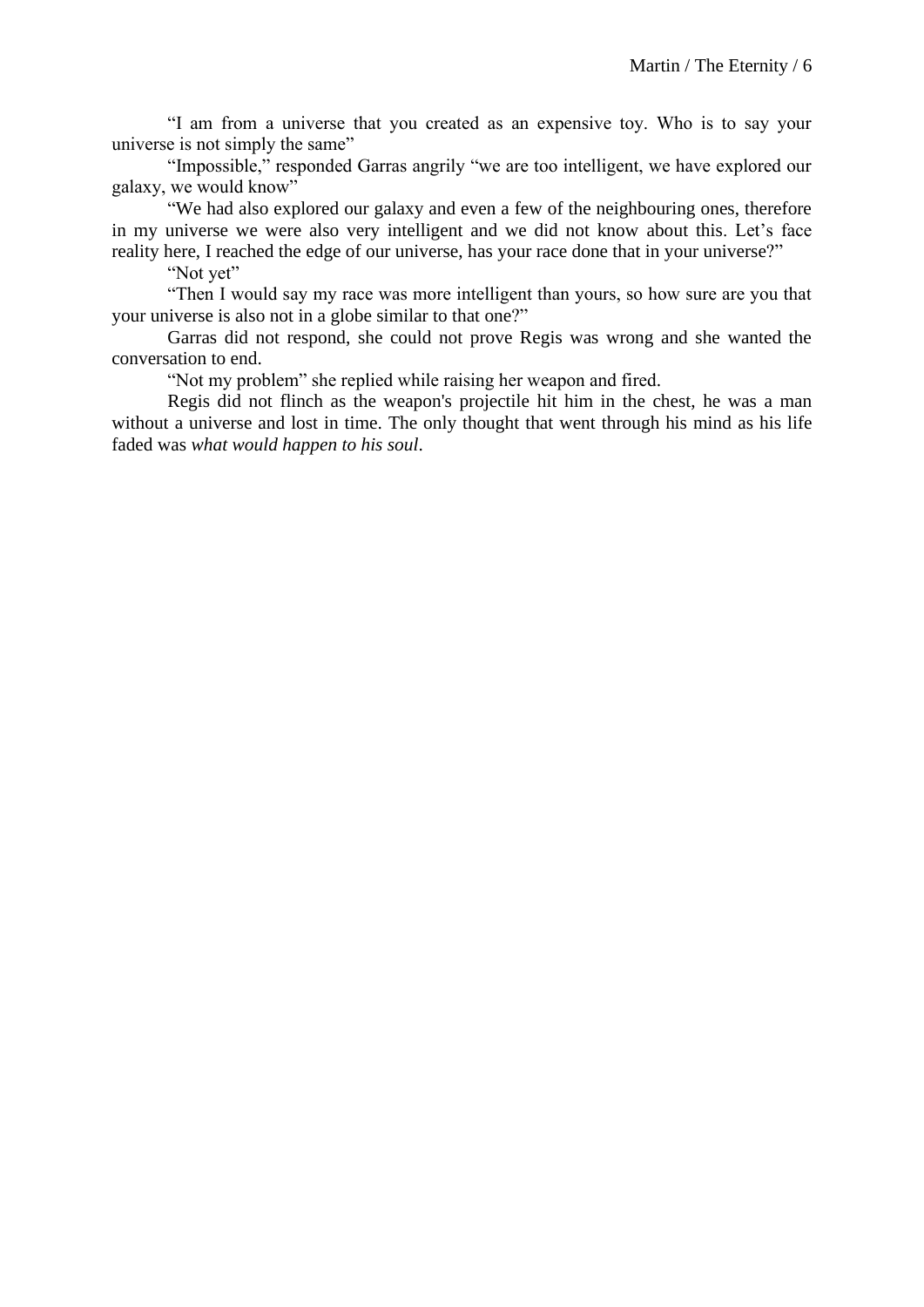"I am from a universe that you created as an expensive toy. Who is to say your universe is not simply the same"

"Impossible," responded Garras angrily "we are too intelligent, we have explored our galaxy, we would know"

"We had also explored our galaxy and even a few of the neighbouring ones, therefore in my universe we were also very intelligent and we did not know about this. Let's face reality here, I reached the edge of our universe, has your race done that in your universe?"

"Not yet"

"Then I would say my race was more intelligent than yours, so how sure are you that your universe is also not in a globe similar to that one?"

Garras did not respond, she could not prove Regis was wrong and she wanted the conversation to end.

"Not my problem" she replied while raising her weapon and fired.

Regis did not flinch as the weapon's projectile hit him in the chest, he was a man without a universe and lost in time. The only thought that went through his mind as his life faded was *what would happen to his soul*.